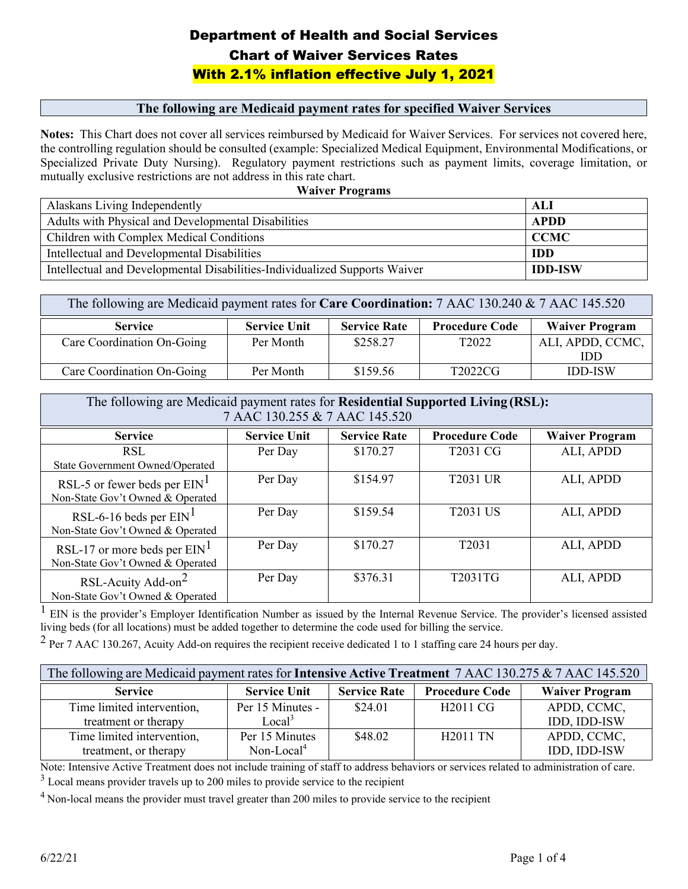# Department of Health and Social Services

## Chart of Waiver Services Rates

## With 2.1% inflation effective July 1, 2021

### The following are Medicaid payment rates for specified Waiver Services

**Notes:** This Chart does not cover all services reimbursed by Medicaid for Waiver Services. For services not covered here, the controlling regulation should be consulted (example: Specialized Medical Equipment, Environmental Modifications, or Specialized Private Duty Nursing). Regulatory payment restrictions such as payment limits, coverage limitation, or mutually exclusive restrictions are not address in this rate chart.

**Waiver Programs**

| Program | Abbreviation |
|---|---|
| Alaskans Living Independently | **ALI** |
| Adults with Physical and Developmental Disabilities | **APDD** |
| Children with Complex Medical Conditions | **CCMC** |
| Intellectual and Developmental Disabilities | **IDD** |
| Intellectual and Developmental Disabilities-Individualized Supports Waiver | **IDD-ISW** |

The following are Medicaid payment rates for **Care Coordination:** 7 AAC 130.240 & 7 AAC 145.520

| Service | Service Unit | Service Rate | Procedure Code | Waiver Program |
|---|---|---|---|---|
| Care Coordination On-Going | Per Month | $258.27 | T2022 | ALI, APDD, CCMC, IDD |
| Care Coordination On-Going | Per Month | $159.56 | T2022CG | IDD-ISW |

The following are Medicaid payment rates for **Residential Supported Living (RSL):** 7 AAC 130.255 & 7 AAC 145.520

| Service | Service Unit | Service Rate | Procedure Code | Waiver Program |
|---|---|---|---|---|
| RSL State Government Owned/Operated | Per Day | $170.27 | T2031 CG | ALI, APDD |
| RSL-5 or fewer beds per EIN[1] Non-State Gov't Owned & Operated | Per Day | $154.97 | T2031 UR | ALI, APDD |
| RSL-6-16 beds per EIN[1] Non-State Gov't Owned & Operated | Per Day | $159.54 | T2031 US | ALI, APDD |
| RSL-17 or more beds per EIN[1] Non-State Gov't Owned & Operated | Per Day | $170.27 | T2031 | ALI, APDD |
| RSL-Acuity Add-on[2] Non-State Gov't Owned & Operated | Per Day | $376.31 | T2031TG | ALI, APDD |

[1] EIN is the provider's Employer Identification Number as issued by the Internal Revenue Service. The provider's licensed assisted living beds (for all locations) must be added together to determine the code used for billing the service.

[2] Per 7 AAC 130.267, Acuity Add-on requires the recipient receive dedicated 1 to 1 staffing care 24 hours per day.

The following are Medicaid payment rates for **Intensive Active Treatment** 7 AAC 130.275 & 7 AAC 145.520

| Service | Service Unit | Service Rate | Procedure Code | Waiver Program |
|---|---|---|---|---|
| Time limited intervention, treatment or therapy | Per 15 Minutes - Local[3] | $24.01 | H2011 CG | APDD, CCMC, IDD, IDD-ISW |
| Time limited intervention, treatment, or therapy | Per 15 Minutes Non-Local[4] | $48.02 | H2011 TN | APDD, CCMC, IDD, IDD-ISW |

Note: Intensive Active Treatment does not include training of staff to address behaviors or services related to administration of care.

[3] Local means provider travels up to 200 miles to provide service to the recipient

[4] Non-local means the provider must travel greater than 200 miles to provide service to the recipient

6/22/21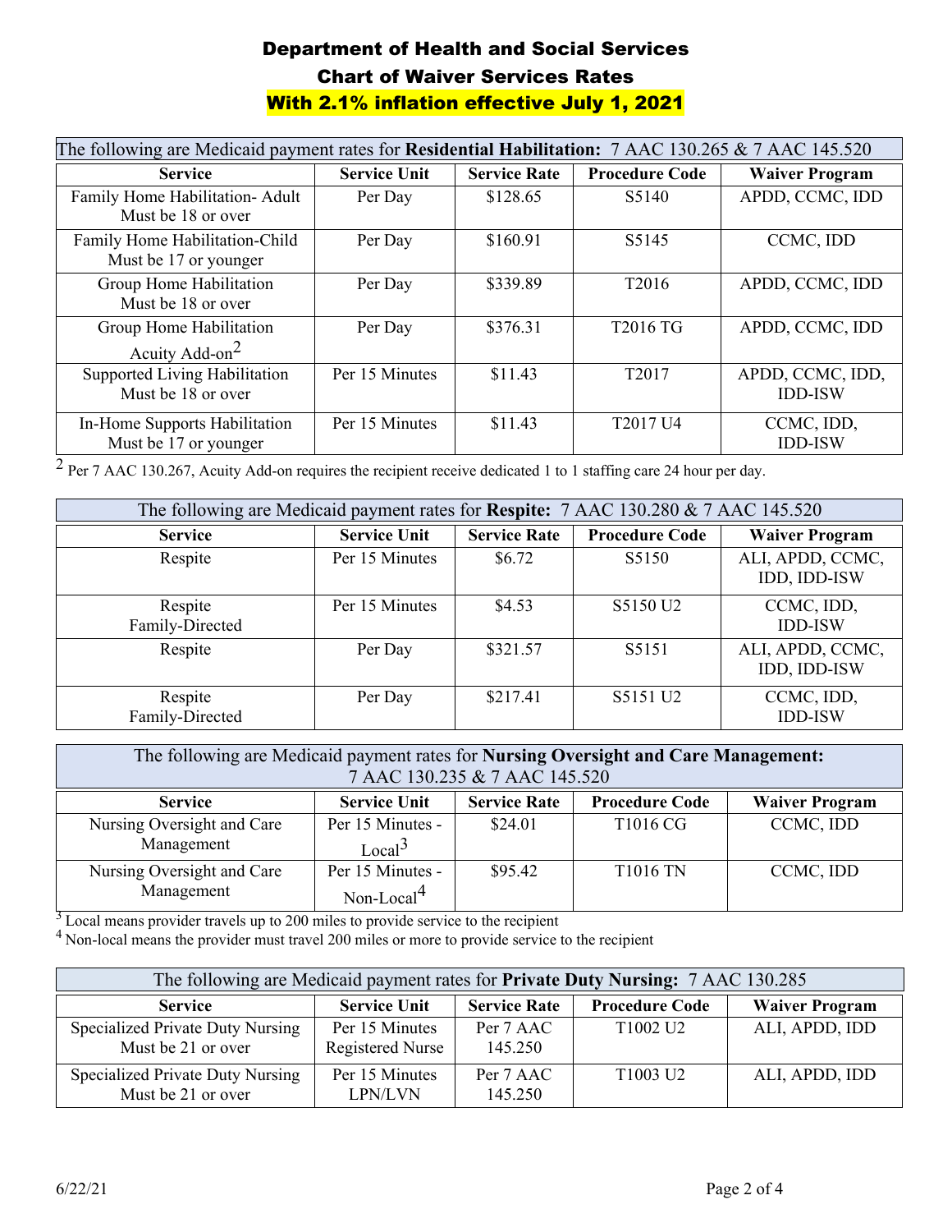# Department of Health and Social Services

## Chart of Waiver Services Rates

**With 2.1% inflation effective July 1, 2021**

The following are Medicaid payment rates for **Residential Habilitation:** 7 AAC 130.265 & 7 AAC 145.520

| Service | Service Unit | Service Rate | Procedure Code | Waiver Program |
|---|---|---|---|---|
| Family Home Habilitation- Adult Must be 18 or over | Per Day | $128.65 | S5140 | APDD, CCMC, IDD |
| Family Home Habilitation-Child Must be 17 or younger | Per Day | $160.91 | S5145 | CCMC, IDD |
| Group Home Habilitation Must be 18 or over | Per Day | $339.89 | T2016 | APDD, CCMC, IDD |
| Group Home Habilitation Acuity Add-on[2] | Per Day | $376.31 | T2016 TG | APDD, CCMC, IDD |
| Supported Living Habilitation Must be 18 or over | Per 15 Minutes | $11.43 | T2017 | APDD, CCMC, IDD, IDD-ISW |
| In-Home Supports Habilitation Must be 17 or younger | Per 15 Minutes | $11.43 | T2017 U4 | CCMC, IDD, IDD-ISW |

[2] Per 7 AAC 130.267, Acuity Add-on requires the recipient receive dedicated 1 to 1 staffing care 24 hour per day.

The following are Medicaid payment rates for **Respite:** 7 AAC 130.280 & 7 AAC 145.520

| Service | Service Unit | Service Rate | Procedure Code | Waiver Program |
|---|---|---|---|---|
| Respite | Per 15 Minutes | $6.72 | S5150 | ALI, APDD, CCMC, IDD, IDD-ISW |
| Respite Family-Directed | Per 15 Minutes | $4.53 | S5150 U2 | CCMC, IDD, IDD-ISW |
| Respite | Per Day | $321.57 | S5151 | ALI, APDD, CCMC, IDD, IDD-ISW |
| Respite Family-Directed | Per Day | $217.41 | S5151 U2 | CCMC, IDD, IDD-ISW |

The following are Medicaid payment rates for **Nursing Oversight and Care Management:** 7 AAC 130.235 & 7 AAC 145.520

| Service | Service Unit | Service Rate | Procedure Code | Waiver Program |
|---|---|---|---|---|
| Nursing Oversight and Care Management | Per 15 Minutes - Local[3] | $24.01 | T1016 CG | CCMC, IDD |
| Nursing Oversight and Care Management | Per 15 Minutes - Non-Local[4] | $95.42 | T1016 TN | CCMC, IDD |

[3] Local means provider travels up to 200 miles to provide service to the recipient

[4] Non-local means the provider must travel 200 miles or more to provide service to the recipient

The following are Medicaid payment rates for **Private Duty Nursing:** 7 AAC 130.285

| Service | Service Unit | Service Rate | Procedure Code | Waiver Program |
|---|---|---|---|---|
| Specialized Private Duty Nursing Must be 21 or over | Per 15 Minutes Registered Nurse | Per 7 AAC 145.250 | T1002 U2 | ALI, APDD, IDD |
| Specialized Private Duty Nursing Must be 21 or over | Per 15 Minutes LPN/LVN | Per 7 AAC 145.250 | T1003 U2 | ALI, APDD, IDD |

6/22/21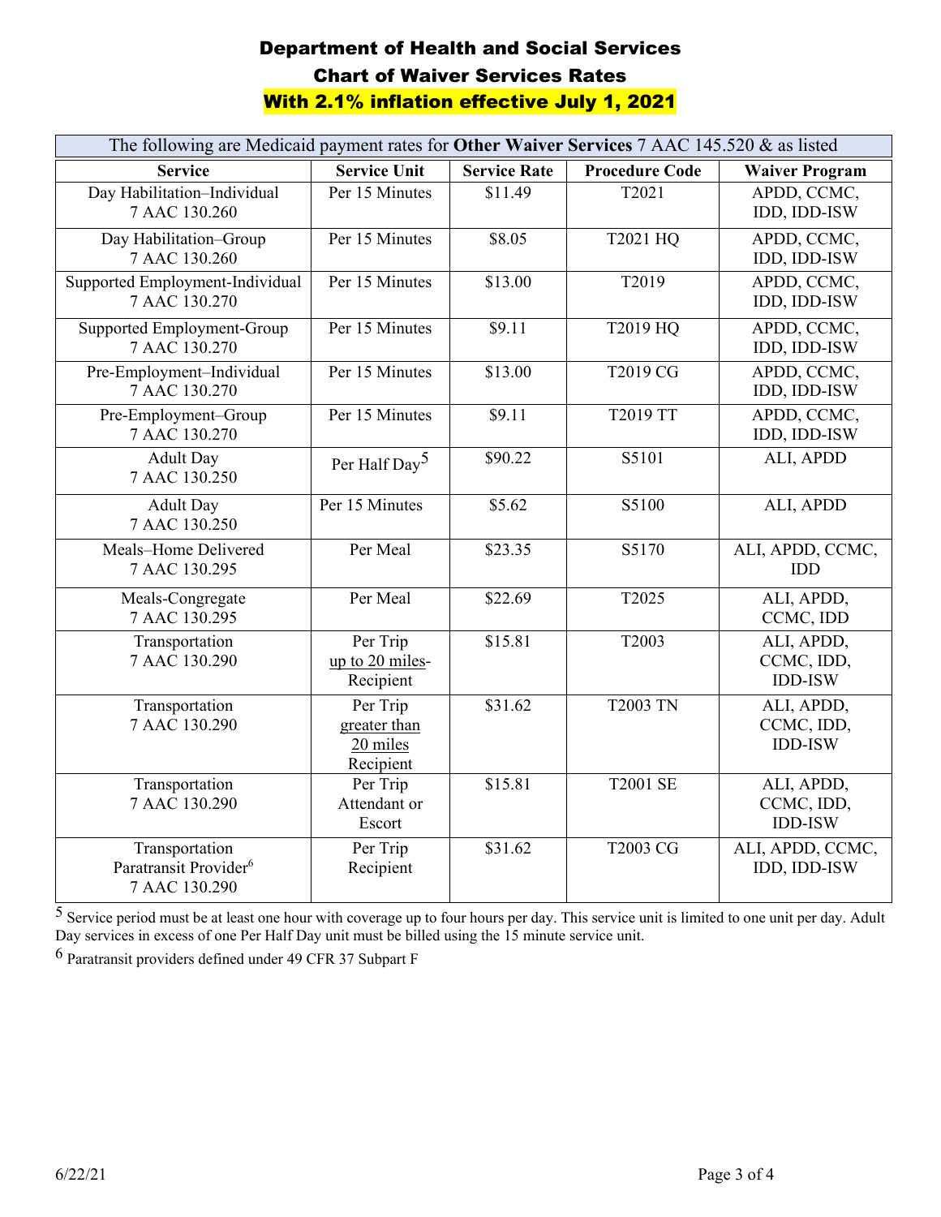# Department of Health and Social Services

# Chart of Waiver Services Rates

## With 2.1% inflation effective July 1, 2021

| The following are Medicaid payment rates for **Other Waiver Services** 7 AAC 145.520 & as listed | | | | |
|---|---|---|---|---|
| **Service** | **Service Unit** | **Service Rate** | **Procedure Code** | **Waiver Program** |
| Day Habilitation–Individual 7 AAC 130.260 | Per 15 Minutes | $11.49 | T2021 | APDD, CCMC, IDD, IDD-ISW |
| Day Habilitation–Group 7 AAC 130.260 | Per 15 Minutes | $8.05 | T2021 HQ | APDD, CCMC, IDD, IDD-ISW |
| Supported Employment-Individual 7 AAC 130.270 | Per 15 Minutes | $13.00 | T2019 | APDD, CCMC, IDD, IDD-ISW |
| Supported Employment-Group 7 AAC 130.270 | Per 15 Minutes | $9.11 | T2019 HQ | APDD, CCMC, IDD, IDD-ISW |
| Pre-Employment–Individual 7 AAC 130.270 | Per 15 Minutes | $13.00 | T2019 CG | APDD, CCMC, IDD, IDD-ISW |
| Pre-Employment–Group 7 AAC 130.270 | Per 15 Minutes | $9.11 | T2019 TT | APDD, CCMC, IDD, IDD-ISW |
| Adult Day 7 AAC 130.250 | Per Half Day[5] | $90.22 | S5101 | ALI, APDD |
| Adult Day 7 AAC 130.250 | Per 15 Minutes | $5.62 | S5100 | ALI, APDD |
| Meals–Home Delivered 7 AAC 130.295 | Per Meal | $23.35 | S5170 | ALI, APDD, CCMC, IDD |
| Meals-Congregate 7 AAC 130.295 | Per Meal | $22.69 | T2025 | ALI, APDD, CCMC, IDD |
| Transportation 7 AAC 130.290 | Per Trip up to 20 miles-Recipient | $15.81 | T2003 | ALI, APDD, CCMC, IDD, IDD-ISW |
| Transportation 7 AAC 130.290 | Per Trip greater than 20 miles Recipient | $31.62 | T2003 TN | ALI, APDD, CCMC, IDD, IDD-ISW |
| Transportation 7 AAC 130.290 | Per Trip Attendant or Escort | $15.81 | T2001 SE | ALI, APDD, CCMC, IDD, IDD-ISW |
| Transportation Paratransit Provider[6] 7 AAC 130.290 | Per Trip Recipient | $31.62 | T2003 CG | ALI, APDD, CCMC, IDD, IDD-ISW |

[5] Service period must be at least one hour with coverage up to four hours per day. This service unit is limited to one unit per day. Adult Day services in excess of one Per Half Day unit must be billed using the 15 minute service unit.

[6] Paratransit providers defined under 49 CFR 37 Subpart F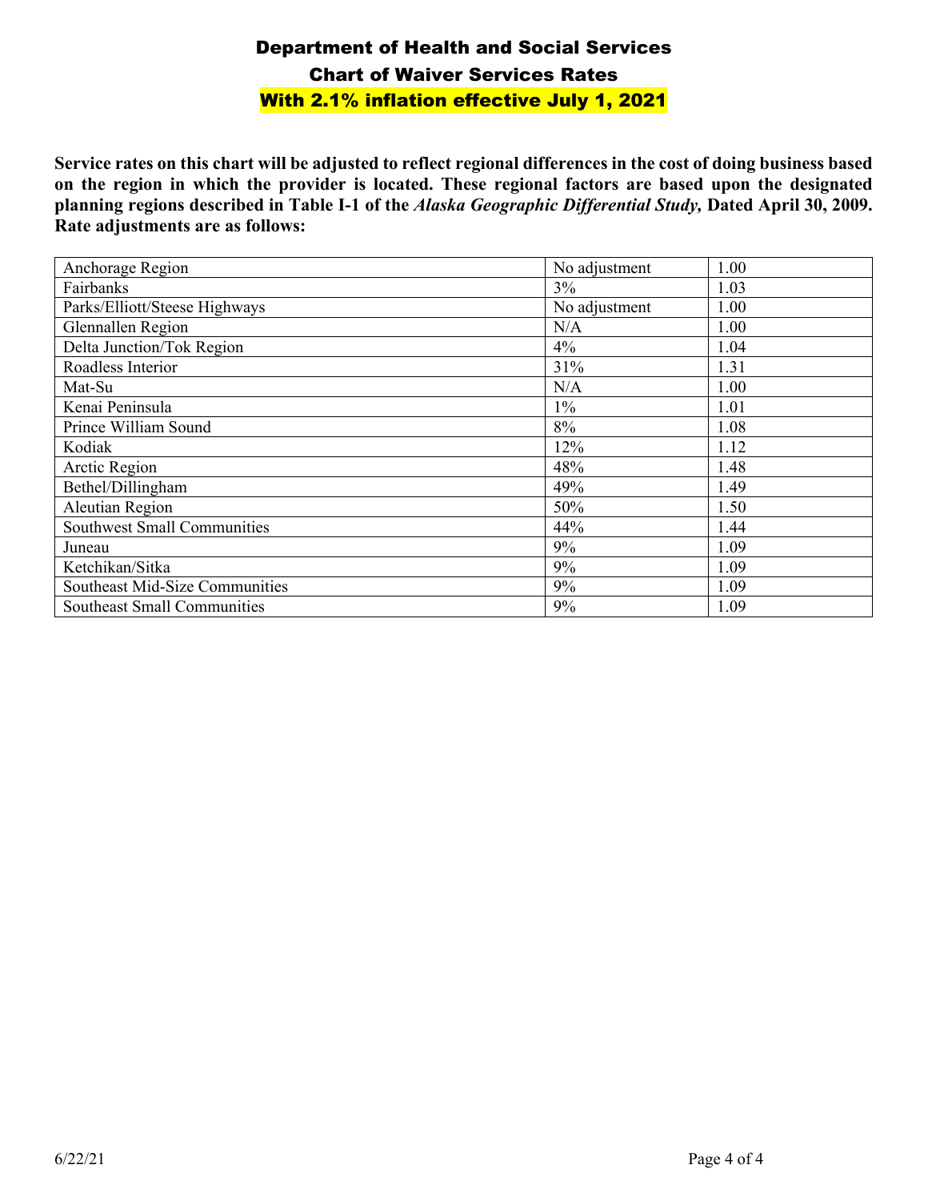# Department of Health and Social Services

## Chart of Waiver Services Rates

## With 2.1% inflation effective July 1, 2021

**Service rates on this chart will be adjusted to reflect regional differences in the cost of doing business based on the region in which the provider is located. These regional factors are based upon the designated planning regions described in Table I-1 of the *Alaska Geographic Differential Study,* Dated April 30, 2009. Rate adjustments are as follows:**

| | | |
|---|---|---|
| Anchorage Region | No adjustment | 1.00 |
| Fairbanks | 3% | 1.03 |
| Parks/Elliott/Steese Highways | No adjustment | 1.00 |
| Glennallen Region | N/A | 1.00 |
| Delta Junction/Tok Region | 4% | 1.04 |
| Roadless Interior | 31% | 1.31 |
| Mat-Su | N/A | 1.00 |
| Kenai Peninsula | 1% | 1.01 |
| Prince William Sound | 8% | 1.08 |
| Kodiak | 12% | 1.12 |
| Arctic Region | 48% | 1.48 |
| Bethel/Dillingham | 49% | 1.49 |
| Aleutian Region | 50% | 1.50 |
| Southwest Small Communities | 44% | 1.44 |
| Juneau | 9% | 1.09 |
| Ketchikan/Sitka | 9% | 1.09 |
| Southeast Mid-Size Communities | 9% | 1.09 |
| Southeast Small Communities | 9% | 1.09 |

6/22/21